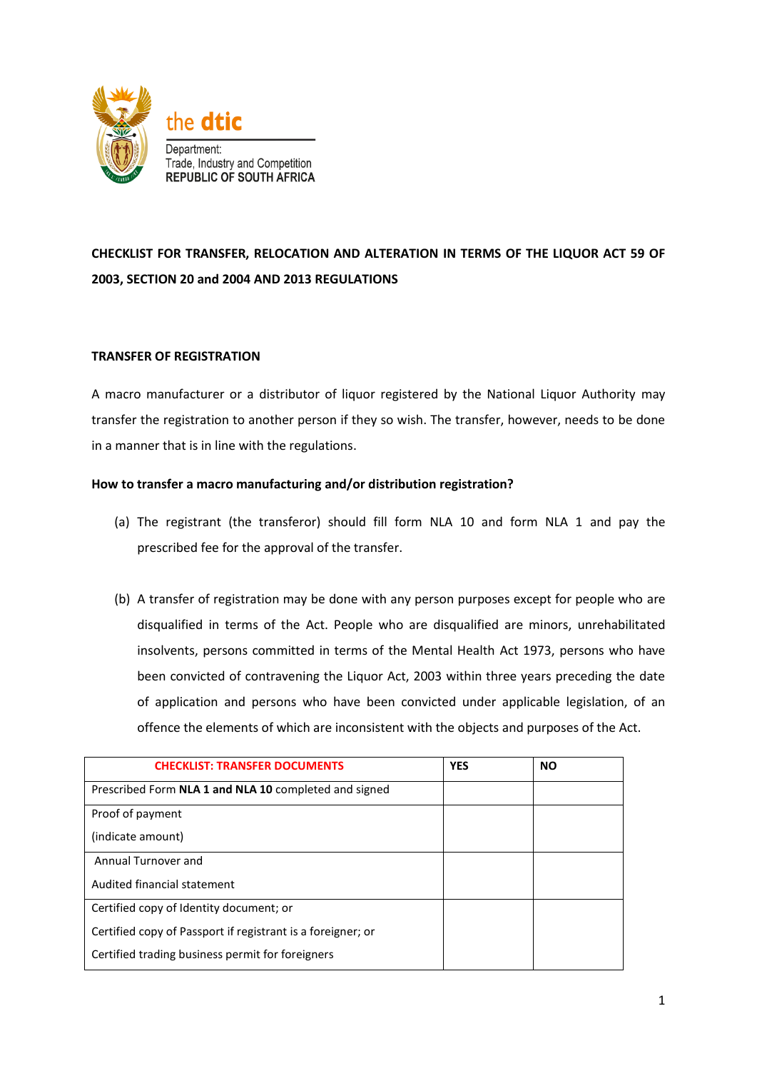the dtic

Department:
Trade, Industry and Competition
REPUBLIC OF SOUTH AFRICA

## CHECKLIST FOR TRANSFER, RELOCATION AND ALTERATION IN TERMS OF THE LIQUOR ACT 59 OF 2003, SECTION 20 and 2004 AND 2013 REGULATIONS

### TRANSFER OF REGISTRATION

A macro manufacturer or a distributor of liquor registered by the National Liquor Authority may transfer the registration to another person if they so wish. The transfer, however, needs to be done in a manner that is in line with the regulations.

**How to transfer a macro manufacturing and/or distribution registration?**

(a) The registrant (the transferor) should fill form NLA 10 and form NLA 1 and pay the prescribed fee for the approval of the transfer.

(b) A transfer of registration may be done with any person purposes except for people who are disqualified in terms of the Act. People who are disqualified are minors, unrehabilitated insolvents, persons committed in terms of the Mental Health Act 1973, persons who have been convicted of contravening the Liquor Act, 2003 within three years preceding the date of application and persons who have been convicted under applicable legislation, of an offence the elements of which are inconsistent with the objects and purposes of the Act.

| CHECKLIST: TRANSFER DOCUMENTS | YES | NO |
|---|---|---|
| Prescribed Form **NLA 1 and NLA 10** completed and signed | | |
| Proof of payment<br>(indicate amount) | | |
| Annual Turnover and<br>Audited financial statement | | |
| Certified copy of Identity document; or<br>Certified copy of Passport if registrant is a foreigner; or<br>Certified trading business permit for foreigners | | |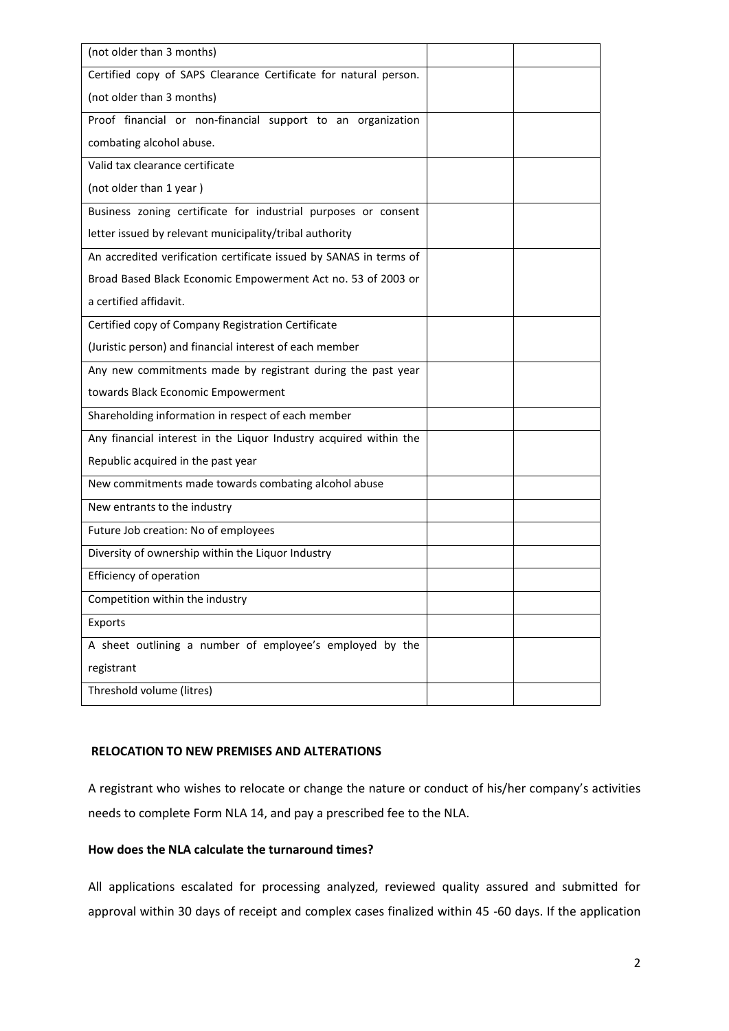| | | |
|---|---|---|
| (not older than 3 months) | | |
| Certified copy of SAPS Clearance Certificate for natural person. (not older than 3 months) | | |
| Proof financial or non-financial support to an organization combating alcohol abuse. | | |
| Valid tax clearance certificate (not older than 1 year ) | | |
| Business zoning certificate for industrial purposes or consent letter issued by relevant municipality/tribal authority | | |
| An accredited verification certificate issued by SANAS in terms of Broad Based Black Economic Empowerment Act no. 53 of 2003 or a certified affidavit. | | |
| Certified copy of Company Registration Certificate (Juristic person) and financial interest of each member | | |
| Any new commitments made by registrant during the past year towards Black Economic Empowerment | | |
| Shareholding information in respect of each member | | |
| Any financial interest in the Liquor Industry acquired within the Republic acquired in the past year | | |
| New commitments made towards combating alcohol abuse | | |
| New entrants to the industry | | |
| Future Job creation: No of employees | | |
| Diversity of ownership within the Liquor Industry | | |
| Efficiency of operation | | |
| Competition within the industry | | |
| Exports | | |
| A sheet outlining a number of employee's employed by the registrant | | |
| Threshold volume (litres) | | |

**RELOCATION TO NEW PREMISES AND ALTERATIONS**

A registrant who wishes to relocate or change the nature or conduct of his/her company's activities needs to complete Form NLA 14, and pay a prescribed fee to the NLA.

**How does the NLA calculate the turnaround times?**

All applications escalated for processing analyzed, reviewed quality assured and submitted for approval within 30 days of receipt and complex cases finalized within 45 -60 days. If the application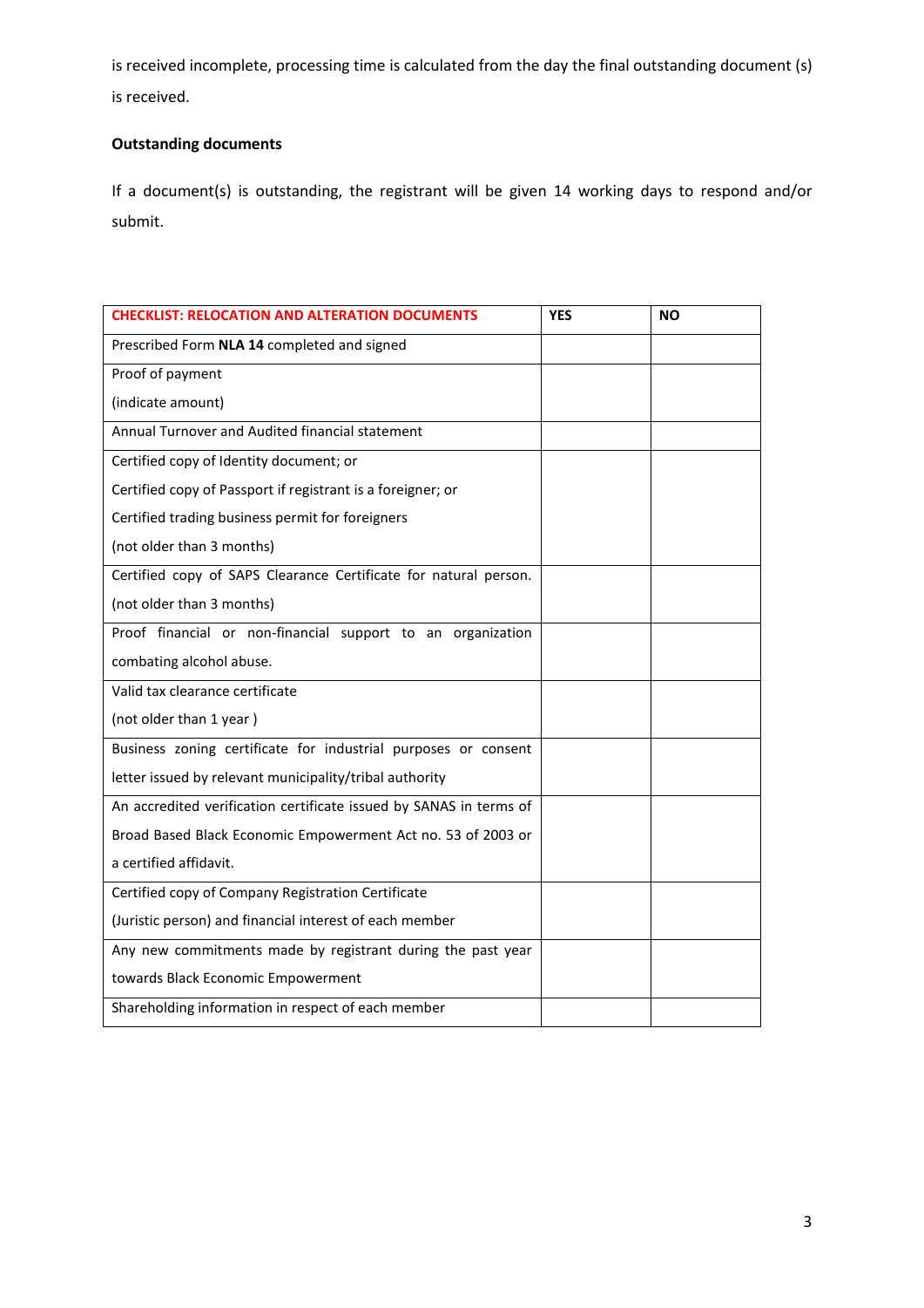is received incomplete, processing time is calculated from the day the final outstanding document (s) is received.

**Outstanding documents**

If a document(s) is outstanding, the registrant will be given 14 working days to respond and/or submit.

| CHECKLIST: RELOCATION AND ALTERATION DOCUMENTS | YES | NO |
|---|---|---|
| Prescribed Form **NLA 14** completed and signed | | |
| Proof of payment<br>(indicate amount) | | |
| Annual Turnover and Audited financial statement | | |
| Certified copy of Identity document; or<br>Certified copy of Passport if registrant is a foreigner; or<br>Certified trading business permit for foreigners<br>(not older than 3 months) | | |
| Certified copy of SAPS Clearance Certificate for natural person.<br>(not older than 3 months) | | |
| Proof financial or non-financial support to an organization combating alcohol abuse. | | |
| Valid tax clearance certificate<br>(not older than 1 year ) | | |
| Business zoning certificate for industrial purposes or consent letter issued by relevant municipality/tribal authority | | |
| An accredited verification certificate issued by SANAS in terms of Broad Based Black Economic Empowerment Act no. 53 of 2003 or a certified affidavit. | | |
| Certified copy of Company Registration Certificate<br>(Juristic person) and financial interest of each member | | |
| Any new commitments made by registrant during the past year towards Black Economic Empowerment | | |
| Shareholding information in respect of each member | | |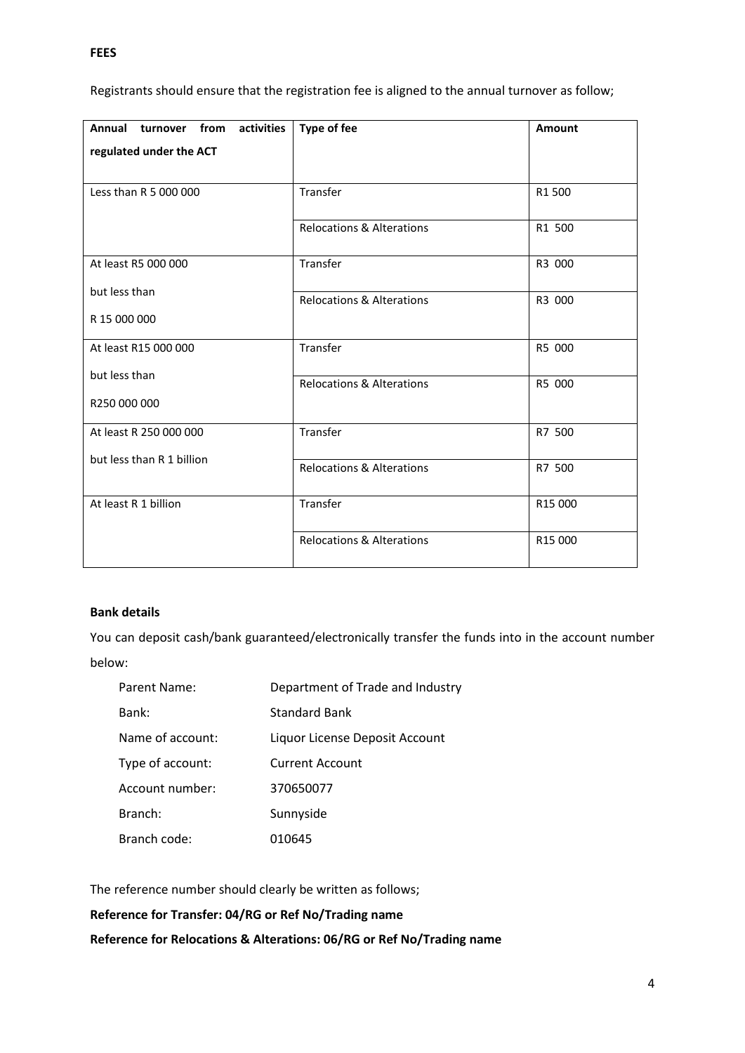**FEES**

Registrants should ensure that the registration fee is aligned to the annual turnover as follow;

| Annual turnover from activities regulated under the ACT | Type of fee | Amount |
|---|---|---|
| Less than R 5 000 000 | Transfer | R1 500 |
| | Relocations & Alterations | R1 500 |
| At least R5 000 000 but less than R 15 000 000 | Transfer | R3 000 |
| | Relocations & Alterations | R3 000 |
| At least R15 000 000 but less than R250 000 000 | Transfer | R5 000 |
| | Relocations & Alterations | R5 000 |
| At least R 250 000 000 but less than R 1 billion | Transfer | R7 500 |
| | Relocations & Alterations | R7 500 |
| At least R 1 billion | Transfer | R15 000 |
| | Relocations & Alterations | R15 000 |

**Bank details**

You can deposit cash/bank guaranteed/electronically transfer the funds into in the account number below:

| | |
|---|---|
| Parent Name: | Department of Trade and Industry |
| Bank: | Standard Bank |
| Name of account: | Liquor License Deposit Account |
| Type of account: | Current Account |
| Account number: | 370650077 |
| Branch: | Sunnyside |
| Branch code: | 010645 |

The reference number should clearly be written as follows;

**Reference for Transfer: 04/RG or Ref No/Trading name**

**Reference for Relocations & Alterations: 06/RG or Ref No/Trading name**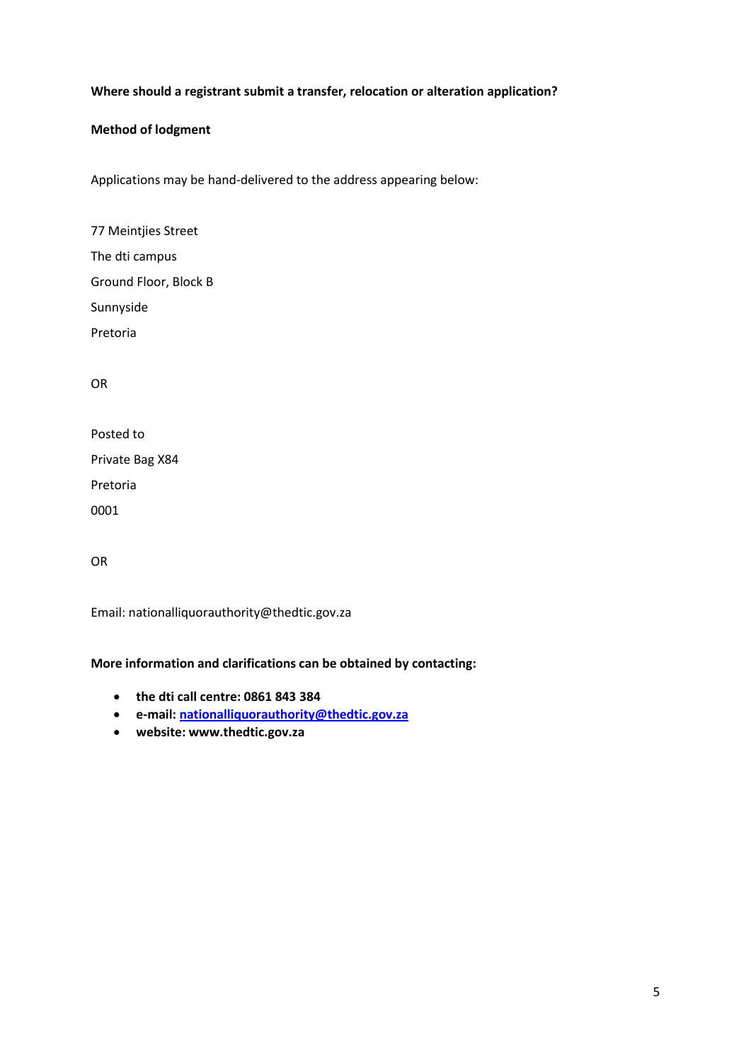**Where should a registrant submit a transfer, relocation or alteration application?**

**Method of lodgment**

Applications may be hand-delivered to the address appearing below:

77 Meintjies Street

The dti campus

Ground Floor, Block B

Sunnyside

Pretoria

OR

Posted to

Private Bag X84

Pretoria

0001

OR

Email: nationalliquorauthority@thedtic.gov.za

**More information and clarifications can be obtained by contacting:**

- **the dti call centre: 0861 843 384**
- **e-mail: nationalliquorauthority@thedtic.gov.za**
- **website: www.thedtic.gov.za**